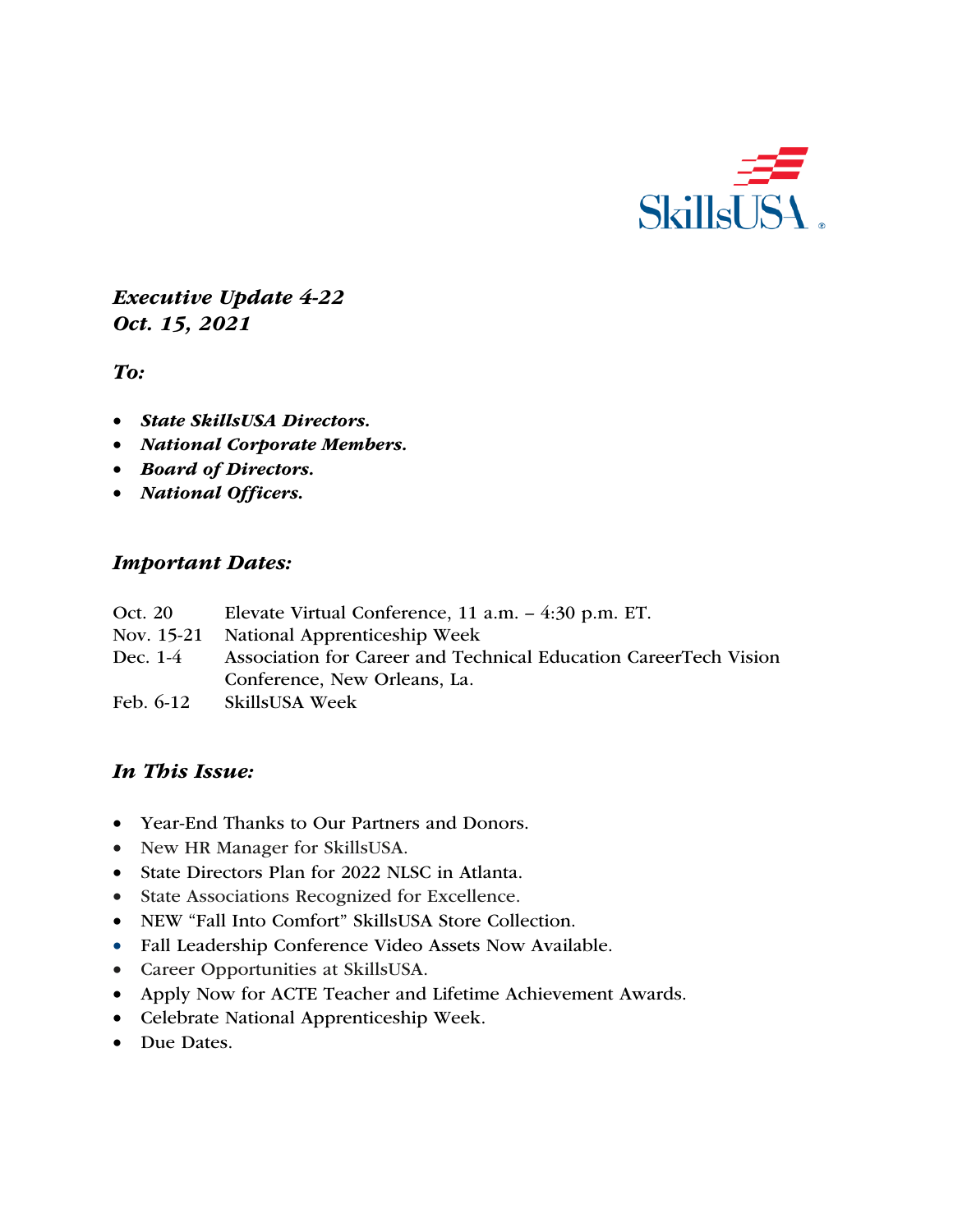SkillsUSA

***Executive Update 4-22***
***Oct. 15, 2021***

***To:***

- ***State SkillsUSA Directors.***
- ***National Corporate Members.***
- ***Board of Directors.***
- ***National Officers.***

## *Important Dates:*

| | |
|---|---|
| Oct. 20 | Elevate Virtual Conference, 11 a.m. – 4:30 p.m. ET. |
| Nov. 15-21 | National Apprenticeship Week |
| Dec. 1-4 | Association for Career and Technical Education CareerTech Vision Conference, New Orleans, La. |
| Feb. 6-12 | SkillsUSA Week |

## *In This Issue:*

- Year-End Thanks to Our Partners and Donors.
- New HR Manager for SkillsUSA.
- State Directors Plan for 2022 NLSC in Atlanta.
- State Associations Recognized for Excellence.
- NEW "Fall Into Comfort" SkillsUSA Store Collection.
- Fall Leadership Conference Video Assets Now Available.
- Career Opportunities at SkillsUSA.
- Apply Now for ACTE Teacher and Lifetime Achievement Awards.
- Celebrate National Apprenticeship Week.
- Due Dates.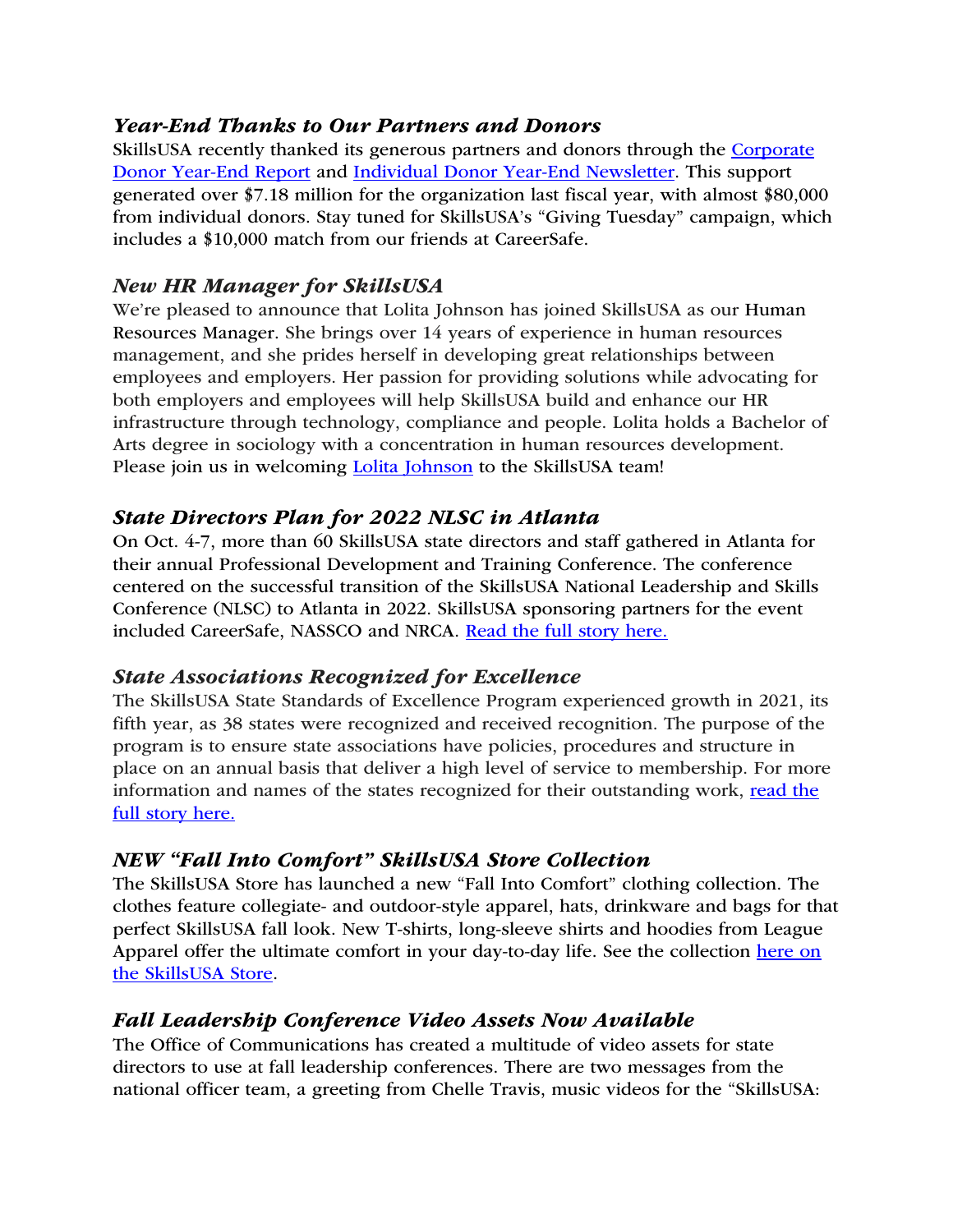### *Year-End Thanks to Our Partners and Donors*

SkillsUSA recently thanked its generous partners and donors through the [Corporate Donor Year-End Report]() and [Individual Donor Year-End Newsletter](). This support generated over $7.18 million for the organization last fiscal year, with almost $80,000 from individual donors. Stay tuned for SkillsUSA's "Giving Tuesday" campaign, which includes a $10,000 match from our friends at CareerSafe.

### *New HR Manager for SkillsUSA*

We're pleased to announce that Lolita Johnson has joined SkillsUSA as our Human Resources Manager. She brings over 14 years of experience in human resources management, and she prides herself in developing great relationships between employees and employers. Her passion for providing solutions while advocating for both employers and employees will help SkillsUSA build and enhance our HR infrastructure through technology, compliance and people. Lolita holds a Bachelor of Arts degree in sociology with a concentration in human resources development. Please join us in welcoming [Lolita Johnson]() to the SkillsUSA team!

### *State Directors Plan for 2022 NLSC in Atlanta*

On Oct. 4-7, more than 60 SkillsUSA state directors and staff gathered in Atlanta for their annual Professional Development and Training Conference. The conference centered on the successful transition of the SkillsUSA National Leadership and Skills Conference (NLSC) to Atlanta in 2022. SkillsUSA sponsoring partners for the event included CareerSafe, NASSCO and NRCA. [Read the full story here.]()

### *State Associations Recognized for Excellence*

The SkillsUSA State Standards of Excellence Program experienced growth in 2021, its fifth year, as 38 states were recognized and received recognition. The purpose of the program is to ensure state associations have policies, procedures and structure in place on an annual basis that deliver a high level of service to membership. For more information and names of the states recognized for their outstanding work, [read the full story here.]()

### *NEW "Fall Into Comfort" SkillsUSA Store Collection*

The SkillsUSA Store has launched a new "Fall Into Comfort" clothing collection. The clothes feature collegiate- and outdoor-style apparel, hats, drinkware and bags for that perfect SkillsUSA fall look. New T-shirts, long-sleeve shirts and hoodies from League Apparel offer the ultimate comfort in your day-to-day life. See the collection [here on the SkillsUSA Store]().

### *Fall Leadership Conference Video Assets Now Available*

The Office of Communications has created a multitude of video assets for state directors to use at fall leadership conferences. There are two messages from the national officer team, a greeting from Chelle Travis, music videos for the "SkillsUSA: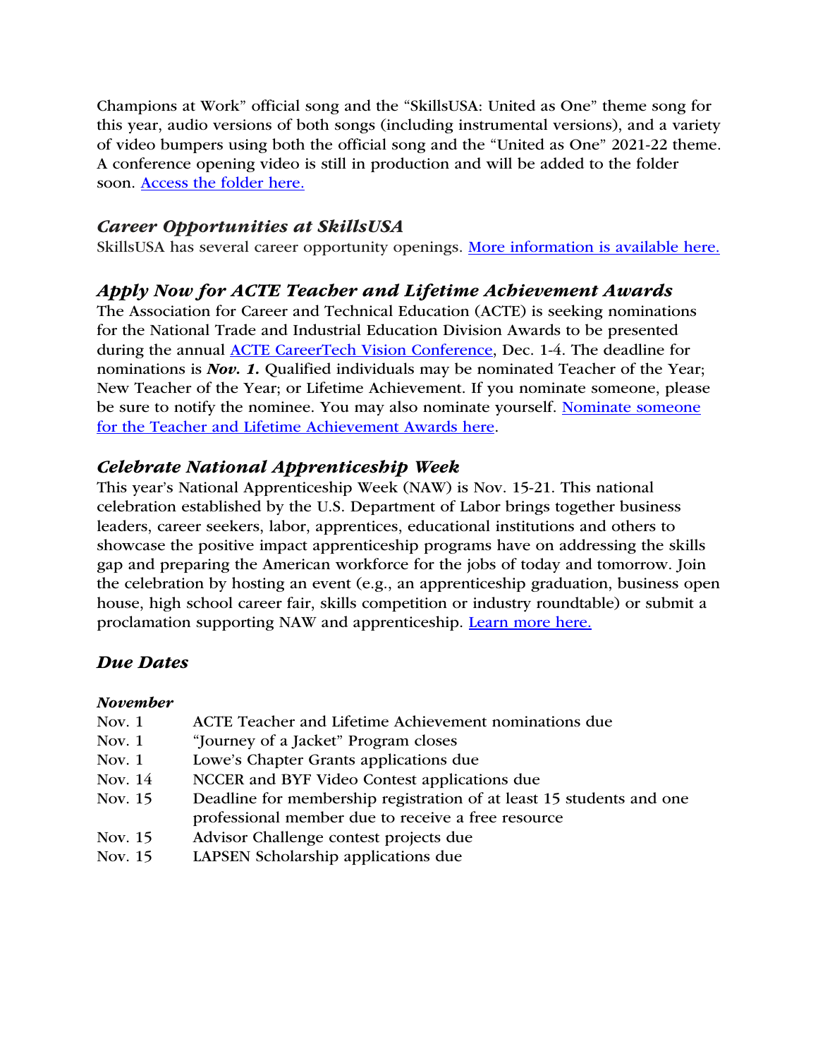Champions at Work" official song and the "SkillsUSA: United as One" theme song for this year, audio versions of both songs (including instrumental versions), and a variety of video bumpers using both the official song and the "United as One" 2021-22 theme. A conference opening video is still in production and will be added to the folder soon. Access the folder here.

### *Career Opportunities at SkillsUSA*

SkillsUSA has several career opportunity openings. More information is available here.

### *Apply Now for ACTE Teacher and Lifetime Achievement Awards*

The Association for Career and Technical Education (ACTE) is seeking nominations for the National Trade and Industrial Education Division Awards to be presented during the annual ACTE CareerTech Vision Conference, Dec. 1-4. The deadline for nominations is ***Nov. 1.*** Qualified individuals may be nominated Teacher of the Year; New Teacher of the Year; or Lifetime Achievement. If you nominate someone, please be sure to notify the nominee. You may also nominate yourself. Nominate someone for the Teacher and Lifetime Achievement Awards here.

### *Celebrate National Apprenticeship Week*

This year's National Apprenticeship Week (NAW) is Nov. 15-21. This national celebration established by the U.S. Department of Labor brings together business leaders, career seekers, labor, apprentices, educational institutions and others to showcase the positive impact apprenticeship programs have on addressing the skills gap and preparing the American workforce for the jobs of today and tomorrow. Join the celebration by hosting an event (e.g., an apprenticeship graduation, business open house, high school career fair, skills competition or industry roundtable) or submit a proclamation supporting NAW and apprenticeship. Learn more here.

### *Due Dates*

***November***

| | |
|---|---|
| Nov. 1 | ACTE Teacher and Lifetime Achievement nominations due |
| Nov. 1 | "Journey of a Jacket" Program closes |
| Nov. 1 | Lowe's Chapter Grants applications due |
| Nov. 14 | NCCER and BYF Video Contest applications due |
| Nov. 15 | Deadline for membership registration of at least 15 students and one professional member due to receive a free resource |
| Nov. 15 | Advisor Challenge contest projects due |
| Nov. 15 | LAPSEN Scholarship applications due |